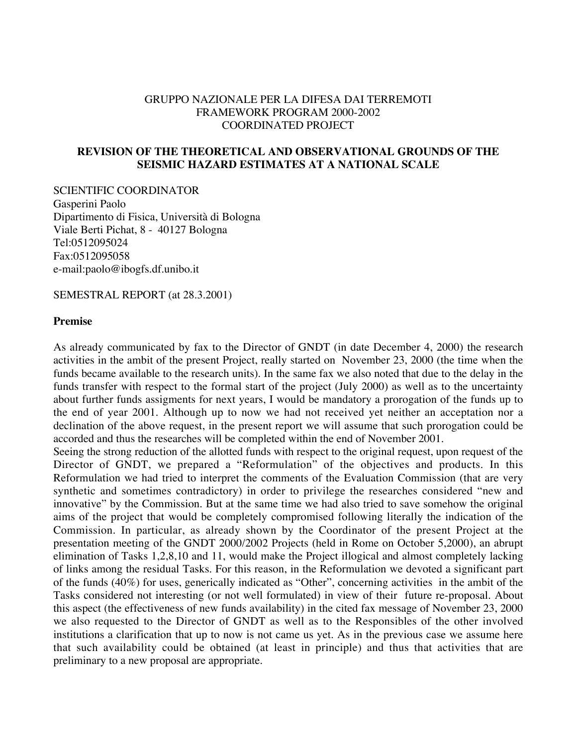GRUPPO NAZIONALE PER LA DIFESA DAI TERREMOTI
FRAMEWORK PROGRAM 2000-2002
COORDINATED PROJECT

**REVISION OF THE THEORETICAL AND OBSERVATIONAL GROUNDS OF THE SEISMIC HAZARD ESTIMATES AT A NATIONAL SCALE**

SCIENTIFIC COORDINATOR
Gasperini Paolo
Dipartimento di Fisica, Università di Bologna
Viale Berti Pichat, 8 - 40127 Bologna
Tel:0512095024
Fax:0512095058
e-mail:paolo@ibogfs.df.unibo.it

SEMESTRAL REPORT (at 28.3.2001)

## Premise

As already communicated by fax to the Director of GNDT (in date December 4, 2000) the research activities in the ambit of the present Project, really started on November 23, 2000 (the time when the funds became available to the research units). In the same fax we also noted that due to the delay in the funds transfer with respect to the formal start of the project (July 2000) as well as to the uncertainty about further funds assigments for next years, I would be mandatory a prorogation of the funds up to the end of year 2001. Although up to now we had not received yet neither an acceptation nor a declination of the above request, in the present report we will assume that such prorogation could be accorded and thus the researches will be completed within the end of November 2001.
Seeing the strong reduction of the allotted funds with respect to the original request, upon request of the Director of GNDT, we prepared a "Reformulation" of the objectives and products. In this Reformulation we had tried to interpret the comments of the Evaluation Commission (that are very synthetic and sometimes contradictory) in order to privilege the researches considered "new and innovative" by the Commission. But at the same time we had also tried to save somehow the original aims of the project that would be completely compromised following literally the indication of the Commission. In particular, as already shown by the Coordinator of the present Project at the presentation meeting of the GNDT 2000/2002 Projects (held in Rome on October 5,2000), an abrupt elimination of Tasks 1,2,8,10 and 11, would make the Project illogical and almost completely lacking of links among the residual Tasks. For this reason, in the Reformulation we devoted a significant part of the funds (40%) for uses, generically indicated as "Other", concerning activities in the ambit of the Tasks considered not interesting (or not well formulated) in view of their future re-proposal. About this aspect (the effectiveness of new funds availability) in the cited fax message of November 23, 2000 we also requested to the Director of GNDT as well as to the Responsibles of the other involved institutions a clarification that up to now is not came us yet. As in the previous case we assume here that such availability could be obtained (at least in principle) and thus that activities that are preliminary to a new proposal are appropriate.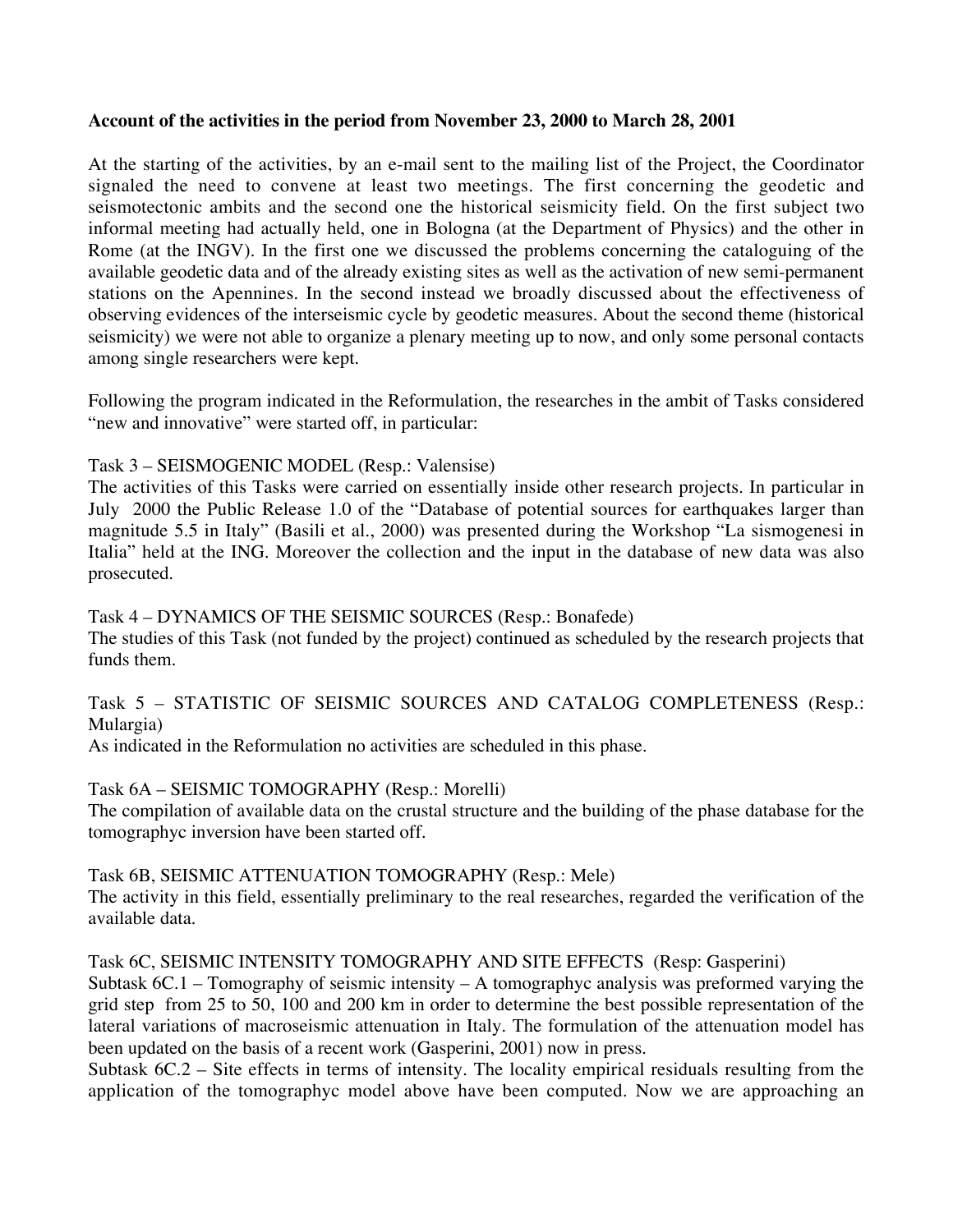**Account of the activities in the period from November 23, 2000 to March 28, 2001**

At the starting of the activities, by an e-mail sent to the mailing list of the Project, the Coordinator signaled the need to convene at least two meetings. The first concerning the geodetic and seismotectonic ambits and the second one the historical seismicity field. On the first subject two informal meeting had actually held, one in Bologna (at the Department of Physics) and the other in Rome (at the INGV). In the first one we discussed the problems concerning the cataloguing of the available geodetic data and of the already existing sites as well as the activation of new semi-permanent stations on the Apennines. In the second instead we broadly discussed about the effectiveness of observing evidences of the interseismic cycle by geodetic measures. About the second theme (historical seismicity) we were not able to organize a plenary meeting up to now, and only some personal contacts among single researchers were kept.

Following the program indicated in the Reformulation, the researches in the ambit of Tasks considered "new and innovative" were started off, in particular:

Task 3 – SEISMOGENIC MODEL (Resp.: Valensise)
The activities of this Tasks were carried on essentially inside other research projects. In particular in July 2000 the Public Release 1.0 of the "Database of potential sources for earthquakes larger than magnitude 5.5 in Italy" (Basili et al., 2000) was presented during the Workshop "La sismogenesi in Italia" held at the ING. Moreover the collection and the input in the database of new data was also prosecuted.

Task 4 – DYNAMICS OF THE SEISMIC SOURCES (Resp.: Bonafede)
The studies of this Task (not funded by the project) continued as scheduled by the research projects that funds them.

Task 5 – STATISTIC OF SEISMIC SOURCES AND CATALOG COMPLETENESS (Resp.: Mulargia)
As indicated in the Reformulation no activities are scheduled in this phase.

Task 6A – SEISMIC TOMOGRAPHY (Resp.: Morelli)
The compilation of available data on the crustal structure and the building of the phase database for the tomographyc inversion have been started off.

Task 6B, SEISMIC ATTENUATION TOMOGRAPHY (Resp.: Mele)
The activity in this field, essentially preliminary to the real researches, regarded the verification of the available data.

Task 6C, SEISMIC INTENSITY TOMOGRAPHY AND SITE EFFECTS (Resp: Gasperini)
Subtask 6C.1 – Tomography of seismic intensity – A tomographyc analysis was preformed varying the grid step from 25 to 50, 100 and 200 km in order to determine the best possible representation of the lateral variations of macroseismic attenuation in Italy. The formulation of the attenuation model has been updated on the basis of a recent work (Gasperini, 2001) now in press.
Subtask 6C.2 – Site effects in terms of intensity. The locality empirical residuals resulting from the application of the tomographyc model above have been computed. Now we are approaching an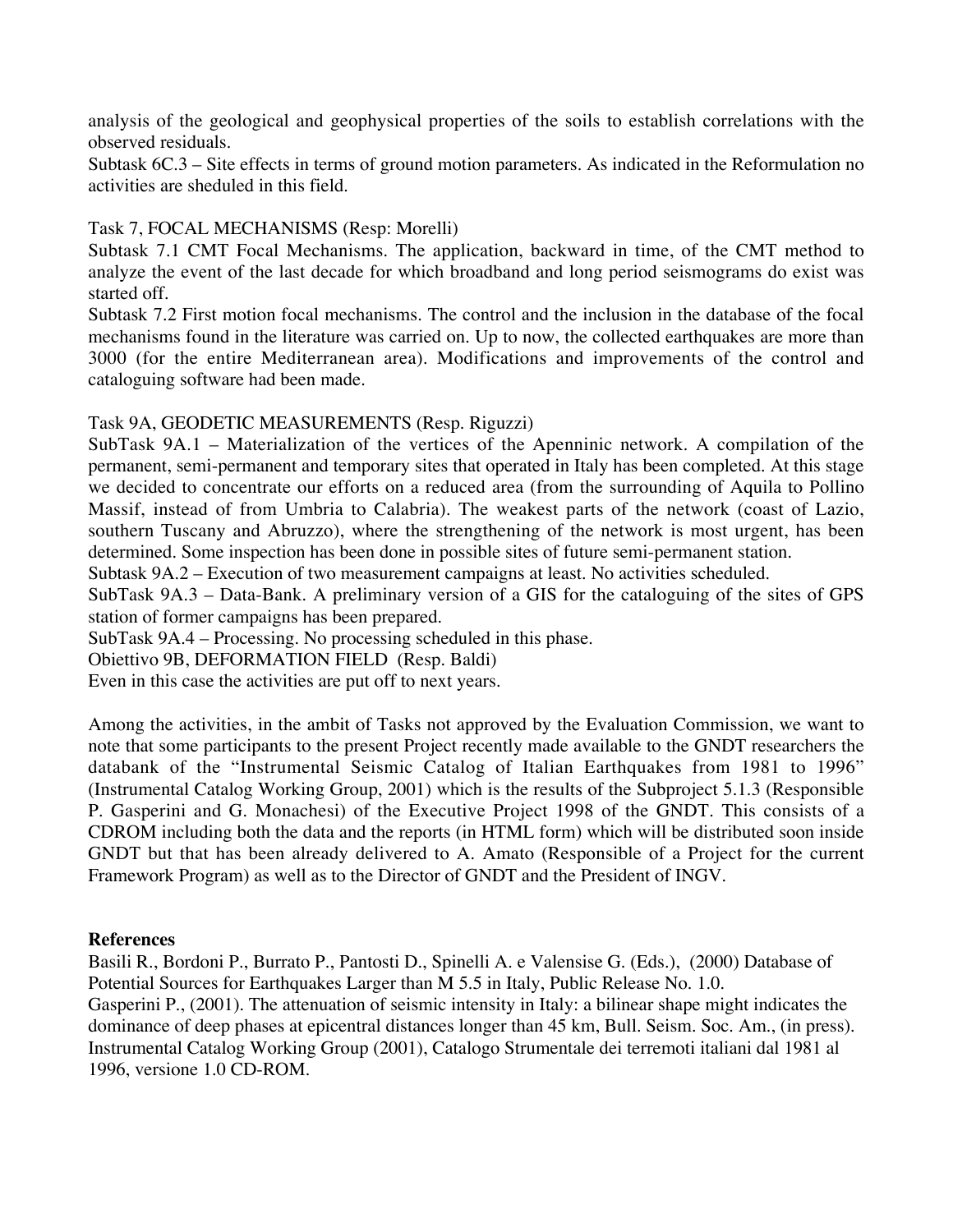analysis of the geological and geophysical properties of the soils to establish correlations with the observed residuals.

Subtask 6C.3 – Site effects in terms of ground motion parameters. As indicated in the Reformulation no activities are sheduled in this field.

Task 7, FOCAL MECHANISMS (Resp: Morelli)

Subtask 7.1 CMT Focal Mechanisms. The application, backward in time, of the CMT method to analyze the event of the last decade for which broadband and long period seismograms do exist was started off.

Subtask 7.2 First motion focal mechanisms. The control and the inclusion in the database of the focal mechanisms found in the literature was carried on. Up to now, the collected earthquakes are more than 3000 (for the entire Mediterranean area). Modifications and improvements of the control and cataloguing software had been made.

Task 9A, GEODETIC MEASUREMENTS (Resp. Riguzzi)

SubTask 9A.1 – Materialization of the vertices of the Apenninic network. A compilation of the permanent, semi-permanent and temporary sites that operated in Italy has been completed. At this stage we decided to concentrate our efforts on a reduced area (from the surrounding of Aquila to Pollino Massif, instead of from Umbria to Calabria). The weakest parts of the network (coast of Lazio, southern Tuscany and Abruzzo), where the strengthening of the network is most urgent, has been determined. Some inspection has been done in possible sites of future semi-permanent station.

Subtask 9A.2 – Execution of two measurement campaigns at least. No activities scheduled.

SubTask 9A.3 – Data-Bank. A preliminary version of a GIS for the cataloguing of the sites of GPS station of former campaigns has been prepared.

SubTask 9A.4 – Processing. No processing scheduled in this phase.

Obiettivo 9B, DEFORMATION FIELD (Resp. Baldi)

Even in this case the activities are put off to next years.

Among the activities, in the ambit of Tasks not approved by the Evaluation Commission, we want to note that some participants to the present Project recently made available to the GNDT researchers the databank of the "Instrumental Seismic Catalog of Italian Earthquakes from 1981 to 1996" (Instrumental Catalog Working Group, 2001) which is the results of the Subproject 5.1.3 (Responsible P. Gasperini and G. Monachesi) of the Executive Project 1998 of the GNDT. This consists of a CDROM including both the data and the reports (in HTML form) which will be distributed soon inside GNDT but that has been already delivered to A. Amato (Responsible of a Project for the current Framework Program) as well as to the Director of GNDT and the President of INGV.

**References**

Basili R., Bordoni P., Burrato P., Pantosti D., Spinelli A. e Valensise G. (Eds.), (2000) Database of Potential Sources for Earthquakes Larger than M 5.5 in Italy, Public Release No. 1.0.

Gasperini P., (2001). The attenuation of seismic intensity in Italy: a bilinear shape might indicates the dominance of deep phases at epicentral distances longer than 45 km, Bull. Seism. Soc. Am., (in press).

Instrumental Catalog Working Group (2001), Catalogo Strumentale dei terremoti italiani dal 1981 al 1996, versione 1.0 CD-ROM.